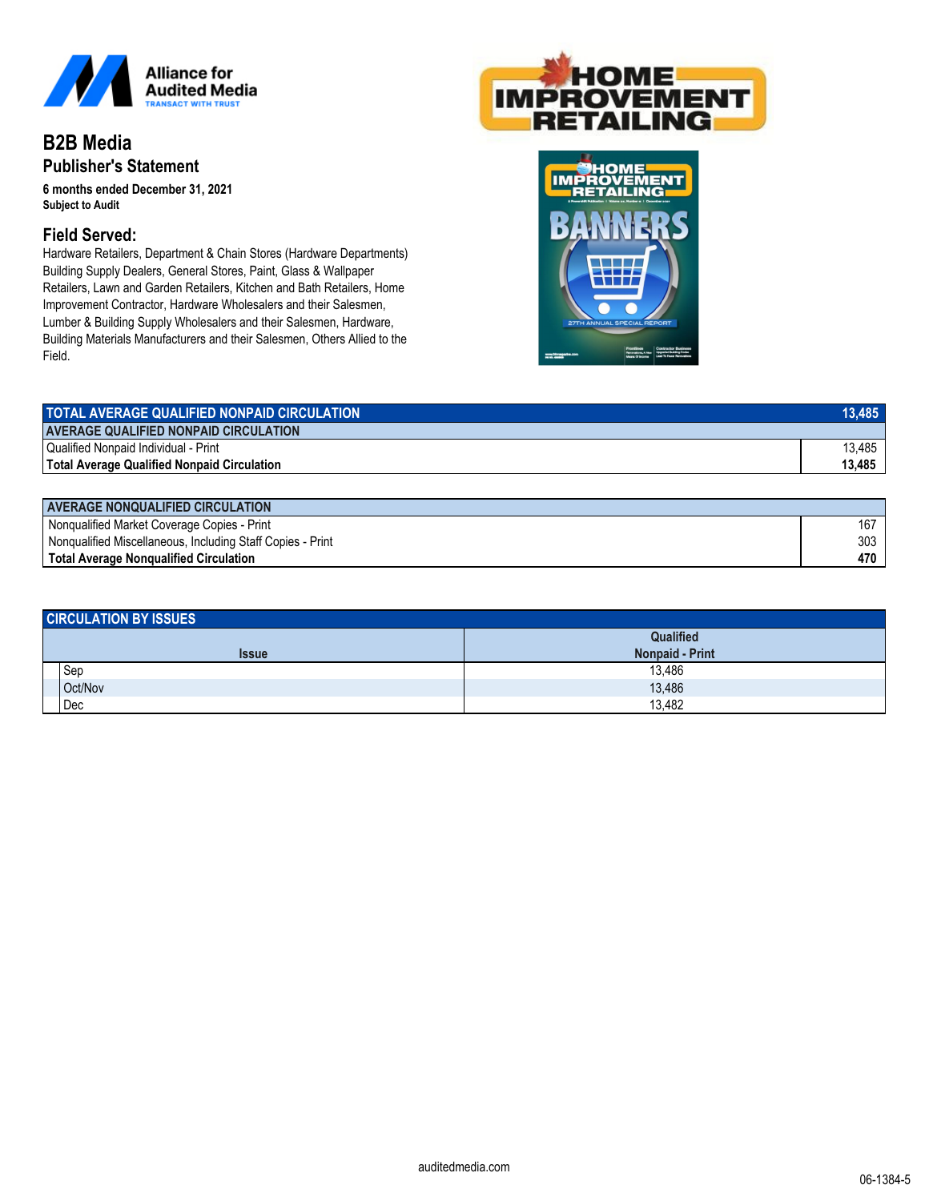Alliance for Audited Media

# B2B Media

## Publisher's Statement

**6 months ended December 31, 2021**
**Subject to Audit**

## Field Served:

Hardware Retailers, Department & Chain Stores (Hardware Departments) Building Supply Dealers, General Stores, Paint, Glass & Wallpaper Retailers, Lawn and Garden Retailers, Kitchen and Bath Retailers, Home Improvement Contractor, Hardware Wholesalers and their Salesmen, Lumber & Building Supply Wholesalers and their Salesmen, Hardware, Building Materials Manufacturers and their Salesmen, Others Allied to the Field.

| TOTAL AVERAGE QUALIFIED NONPAID CIRCULATION | 13,485 |
|---|---|
| **AVERAGE QUALIFIED NONPAID CIRCULATION** | |
| Qualified Nonpaid Individual - Print | 13,485 |
| **Total Average Qualified Nonpaid Circulation** | **13,485** |

| AVERAGE NONQUALIFIED CIRCULATION | |
|---|---|
| Nonqualified Market Coverage Copies - Print | 167 |
| Nonqualified Miscellaneous, Including Staff Copies - Print | 303 |
| **Total Average Nonqualified Circulation** | **470** |

**CIRCULATION BY ISSUES**

| Issue | Qualified Nonpaid - Print |
|---|---|
| Sep | 13,486 |
| Oct/Nov | 13,486 |
| Dec | 13,482 |

auditedmedia.com

06-1384-5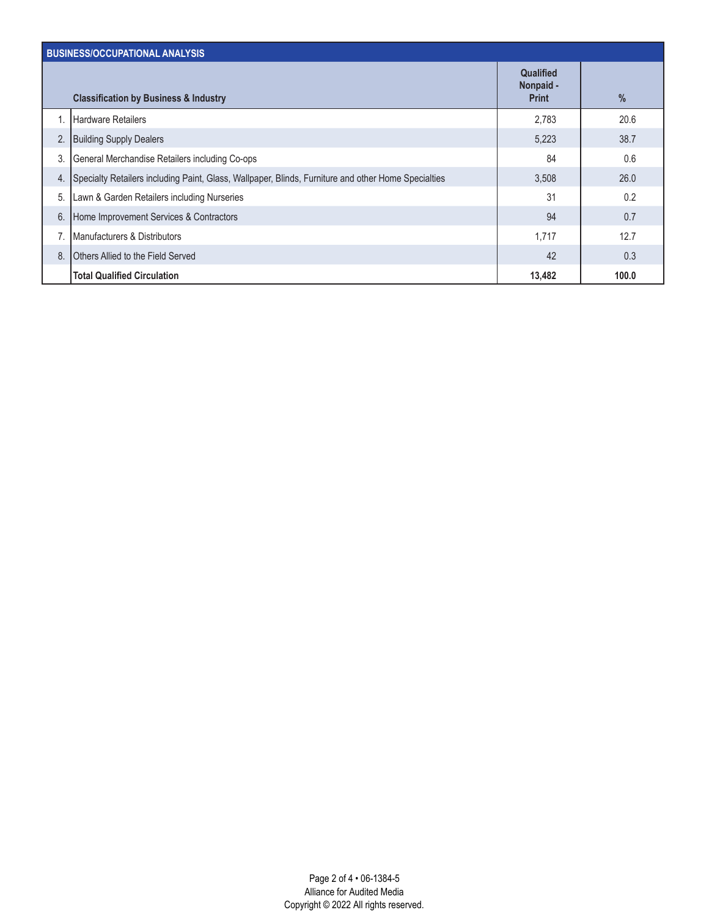## BUSINESS/OCCUPATIONAL ANALYSIS

| | Classification by Business & Industry | Qualified Nonpaid - Print | % |
|---|---|---|---|
| 1. | Hardware Retailers | 2,783 | 20.6 |
| 2. | Building Supply Dealers | 5,223 | 38.7 |
| 3. | General Merchandise Retailers including Co-ops | 84 | 0.6 |
| 4. | Specialty Retailers including Paint, Glass, Wallpaper, Blinds, Furniture and other Home Specialties | 3,508 | 26.0 |
| 5. | Lawn & Garden Retailers including Nurseries | 31 | 0.2 |
| 6. | Home Improvement Services & Contractors | 94 | 0.7 |
| 7. | Manufacturers & Distributors | 1,717 | 12.7 |
| 8. | Others Allied to the Field Served | 42 | 0.3 |
| | **Total Qualified Circulation** | **13,482** | **100.0** |

Alliance for Audited Media
Copyright © 2022 All rights reserved.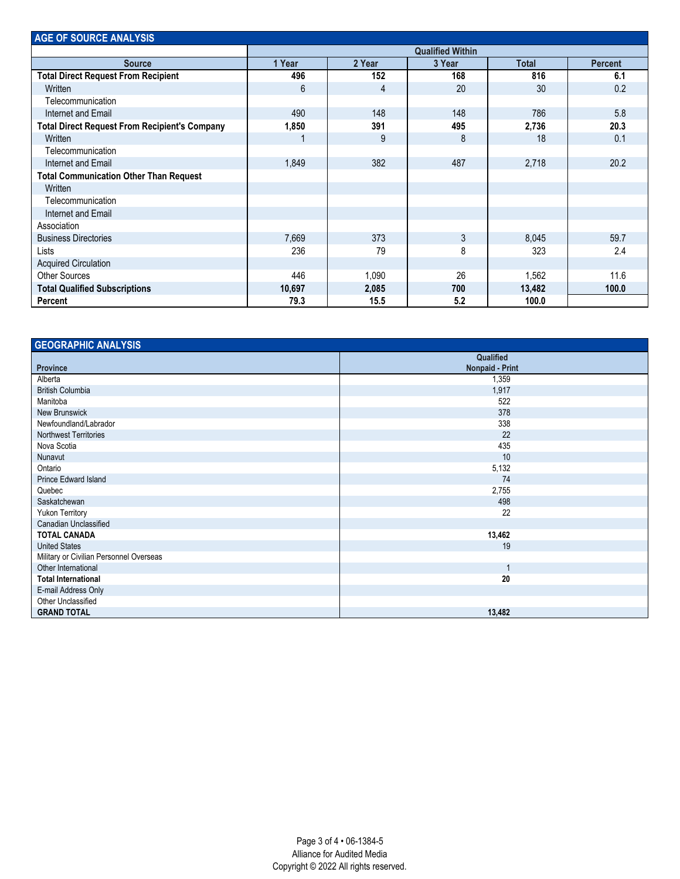## AGE OF SOURCE ANALYSIS

| Source | Qualified Within | | | | |
|---|---|---|---|---|---|
| | 1 Year | 2 Year | 3 Year | Total | Percent |
| **Total Direct Request From Recipient** | **496** | **152** | **168** | **816** | **6.1** |
| Written | 6 | 4 | 20 | 30 | 0.2 |
| Telecommunication | | | | | |
| Internet and Email | 490 | 148 | 148 | 786 | 5.8 |
| **Total Direct Request From Recipient's Company** | **1,850** | **391** | **495** | **2,736** | **20.3** |
| Written | 1 | 9 | 8 | 18 | 0.1 |
| Telecommunication | | | | | |
| Internet and Email | 1,849 | 382 | 487 | 2,718 | 20.2 |
| **Total Communication Other Than Request** | | | | | |
| Written | | | | | |
| Telecommunication | | | | | |
| Internet and Email | | | | | |
| Association | | | | | |
| Business Directories | 7,669 | 373 | 3 | 8,045 | 59.7 |
| Lists | 236 | 79 | 8 | 323 | 2.4 |
| Acquired Circulation | | | | | |
| Other Sources | 446 | 1,090 | 26 | 1,562 | 11.6 |
| **Total Qualified Subscriptions** | **10,697** | **2,085** | **700** | **13,482** | **100.0** |
| **Percent** | **79.3** | **15.5** | **5.2** | **100.0** | |

## GEOGRAPHIC ANALYSIS

| Province | Qualified Nonpaid - Print |
|---|---|
| Alberta | 1,359 |
| British Columbia | 1,917 |
| Manitoba | 522 |
| New Brunswick | 378 |
| Newfoundland/Labrador | 338 |
| Northwest Territories | 22 |
| Nova Scotia | 435 |
| Nunavut | 10 |
| Ontario | 5,132 |
| Prince Edward Island | 74 |
| Quebec | 2,755 |
| Saskatchewan | 498 |
| Yukon Territory | 22 |
| Canadian Unclassified | |
| **TOTAL CANADA** | **13,462** |
| United States | 19 |
| Military or Civilian Personnel Overseas | |
| Other International | 1 |
| **Total International** | **20** |
| E-mail Address Only | |
| Other Unclassified | |
| **GRAND TOTAL** | **13,482** |

06-1384-5 • Alliance for Audited Media
Copyright © 2022 All rights reserved.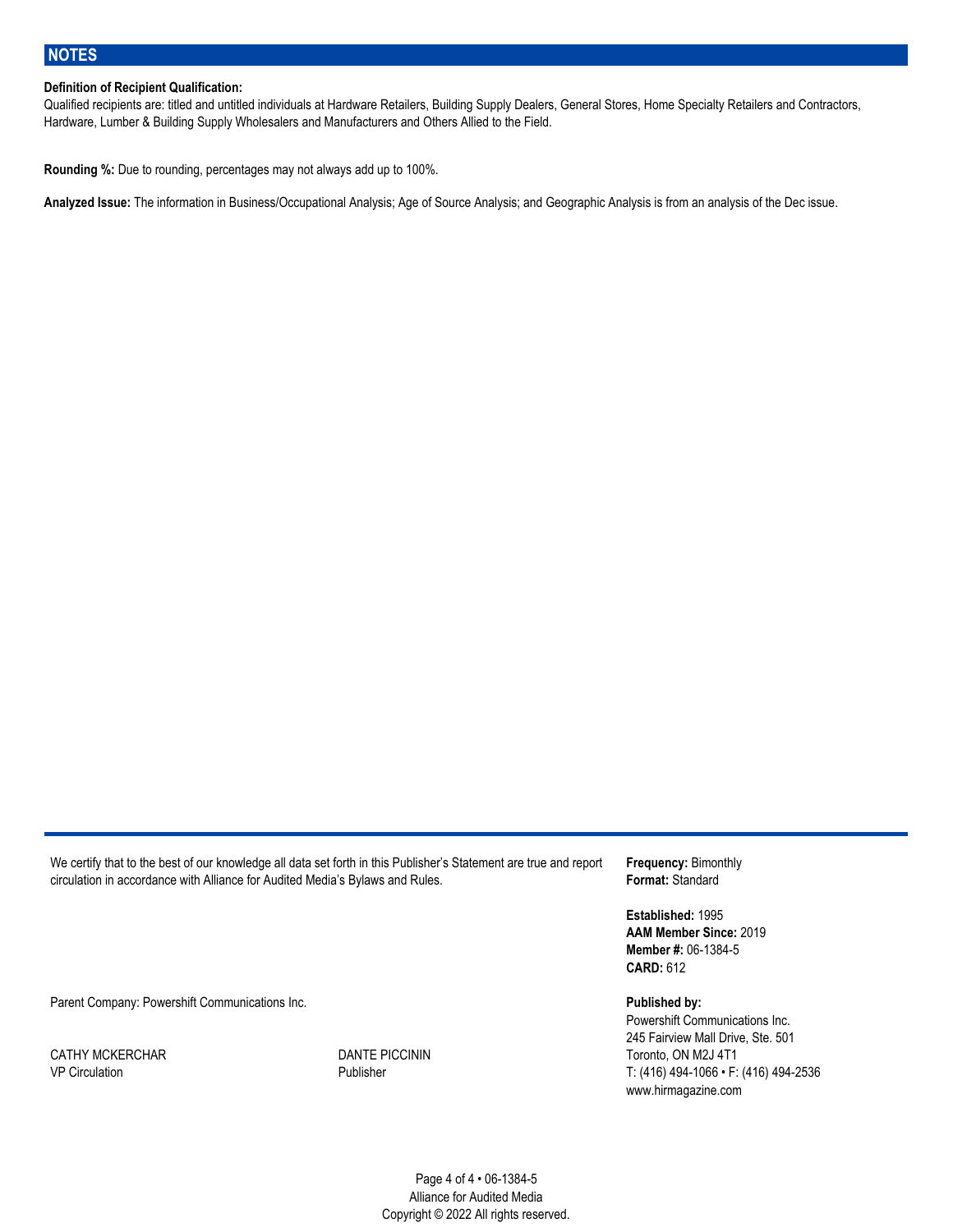## NOTES

**Definition of Recipient Qualification:**
Qualified recipients are: titled and untitled individuals at Hardware Retailers, Building Supply Dealers, General Stores, Home Specialty Retailers and Contractors, Hardware, Lumber & Building Supply Wholesalers and Manufacturers and Others Allied to the Field.

**Rounding %:** Due to rounding, percentages may not always add up to 100%.

**Analyzed Issue:** The information in Business/Occupational Analysis; Age of Source Analysis; and Geographic Analysis is from an analysis of the Dec issue.

---

We certify that to the best of our knowledge all data set forth in this Publisher's Statement are true and report circulation in accordance with Alliance for Audited Media's Bylaws and Rules.

Parent Company: Powershift Communications Inc.

CATHY MCKERCHAR
VP Circulation

DANTE PICCININ
Publisher

**Frequency:** Bimonthly
**Format:** Standard

**Established:** 1995
**AAM Member Since:** 2019
**Member #:** 06-1384-5
**CARD:** 612

**Published by:**
Powershift Communications Inc.
245 Fairview Mall Drive, Ste. 501
Toronto, ON M2J 4T1
T: (416) 494-1066 • F: (416) 494-2536
www.hirmagazine.com

Alliance for Audited Media
Copyright © 2022 All rights reserved.